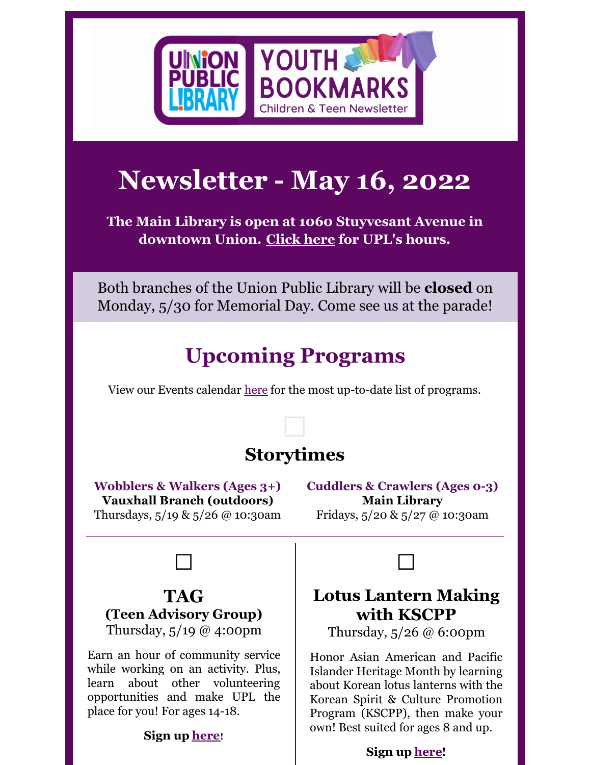# Newsletter - May 16, 2022

**The Main Library is open at 1060 Stuyvesant Avenue in downtown Union. Click here for UPL's hours.**

Both branches of the Union Public Library will be **closed** on Monday, 5/30 for Memorial Day. Come see us at the parade!

## Upcoming Programs

View our Events calendar here for the most up-to-date list of programs.

### Storytimes

**Wobblers & Walkers (Ages 3+)**
**Vauxhall Branch (outdoors)**
Thursdays, 5/19 & 5/26 @ 10:30am

**Cuddlers & Crawlers (Ages 0-3)**
**Main Library**
Fridays, 5/20 & 5/27 @ 10:30am

---

### TAG
**(Teen Advisory Group)**
Thursday, 5/19 @ 4:00pm

Earn an hour of community service while working on an activity. Plus, learn about other volunteering opportunities and make UPL the place for you! For ages 14-18.

**Sign up here!**

### Lotus Lantern Making with KSCPP
Thursday, 5/26 @ 6:00pm

Honor Asian American and Pacific Islander Heritage Month by learning about Korean lotus lanterns with the Korean Spirit & Culture Promotion Program (KSCPP), then make your own! Best suited for ages 8 and up.

**Sign up here!**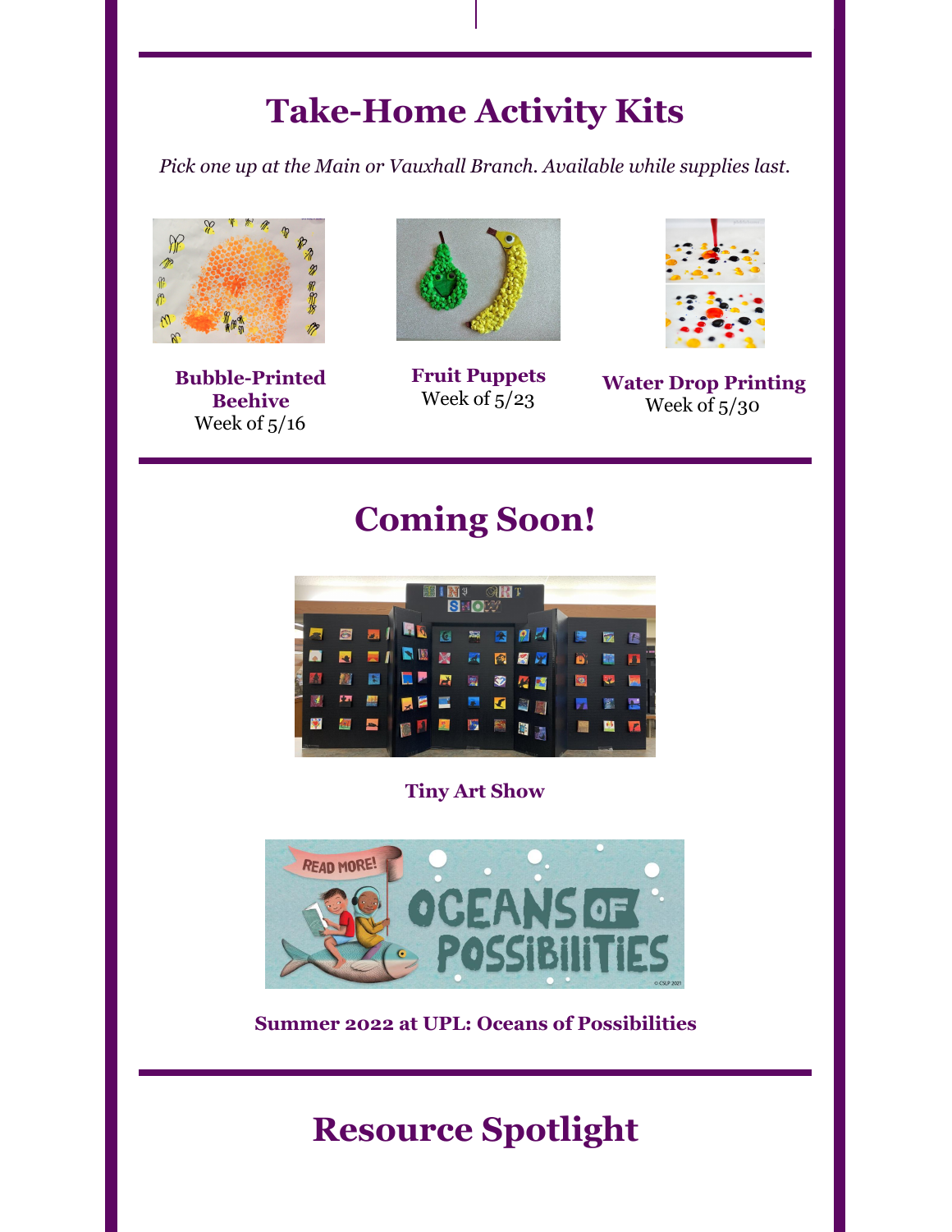## Take-Home Activity Kits

*Pick one up at the Main or Vauxhall Branch. Available while supplies last.*

**Bubble-Printed Beehive**
Week of 5/16

**Fruit Puppets**
Week of 5/23

**Water Drop Printing**
Week of 5/30

## Coming Soon!

**Tiny Art Show**

**Summer 2022 at UPL: Oceans of Possibilities**

## Resource Spotlight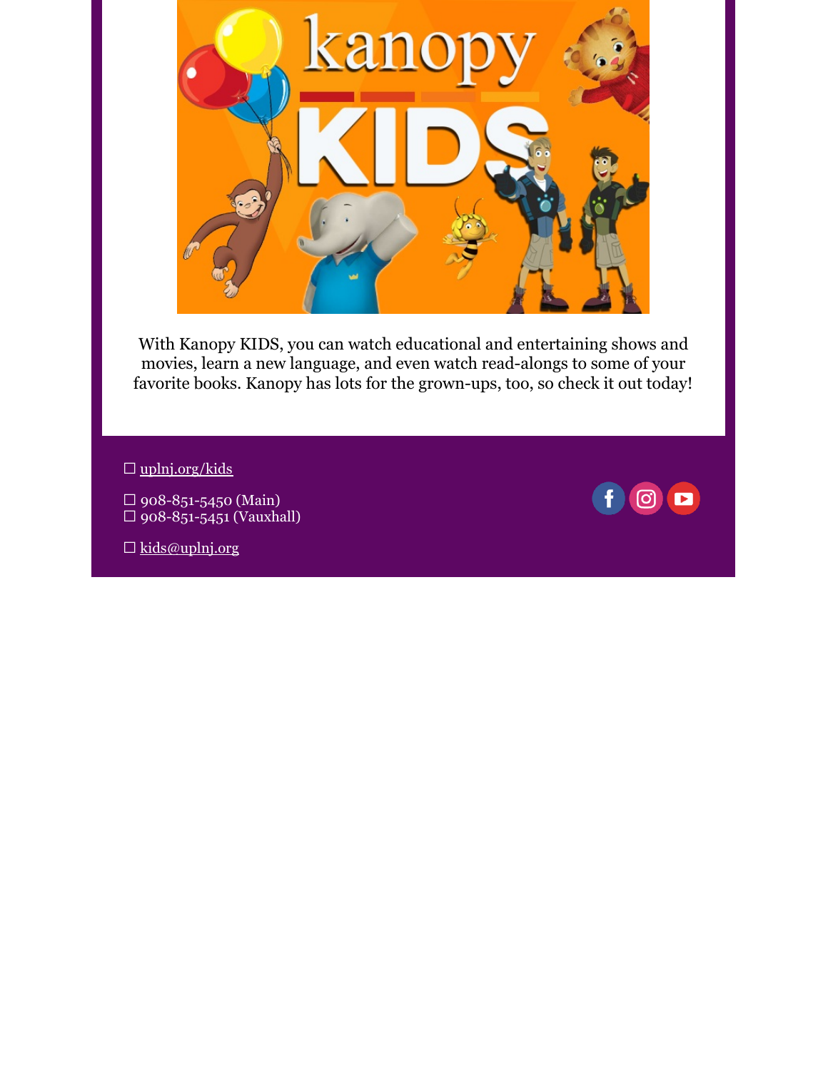With Kanopy KIDS, you can watch educational and entertaining shows and movies, learn a new language, and even watch read-alongs to some of your favorite books. Kanopy has lots for the grown-ups, too, so check it out today!

☐ uplnj.org/kids

☐ 908-851-5450 (Main)
☐ 908-851-5451 (Vauxhall)

☐ kids@uplnj.org